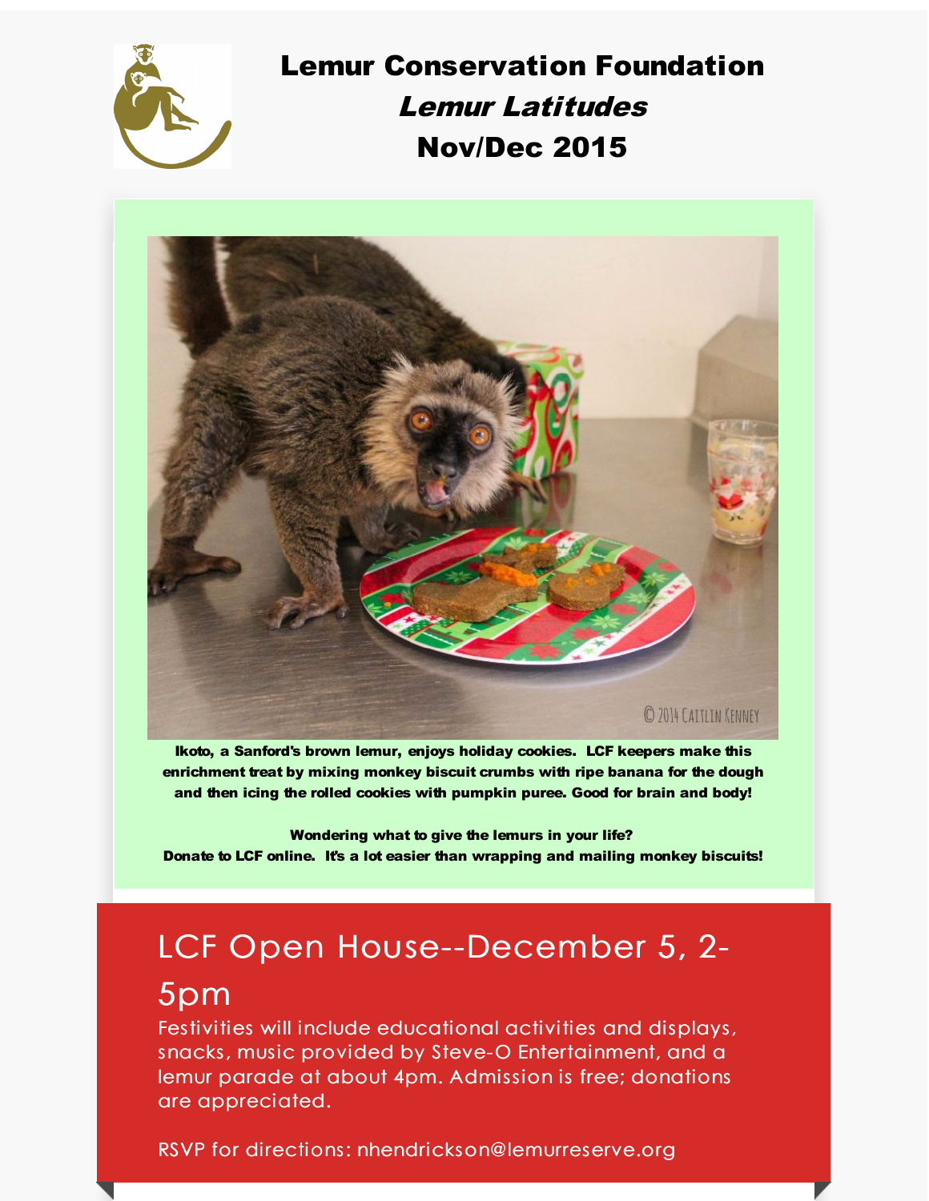# Lemur Conservation Foundation

## *Lemur Latitudes*

## Nov/Dec 2015

**Ikoto, a Sanford's brown lemur, enjoys holiday cookies. LCF keepers make this enrichment treat by mixing monkey biscuit crumbs with ripe banana for the dough and then icing the rolled cookies with pumpkin puree. Good for brain and body!**

**Wondering what to give the lemurs in your life?**
**Donate to LCF online. It's a lot easier than wrapping and mailing monkey biscuits!**

## LCF Open House--December 5, 2-5pm

Festivities will include educational activities and displays, snacks, music provided by Steve-O Entertainment, and a lemur parade at about 4pm. Admission is free; donations are appreciated.

RSVP for directions: nhendrickson@lemurreserve.org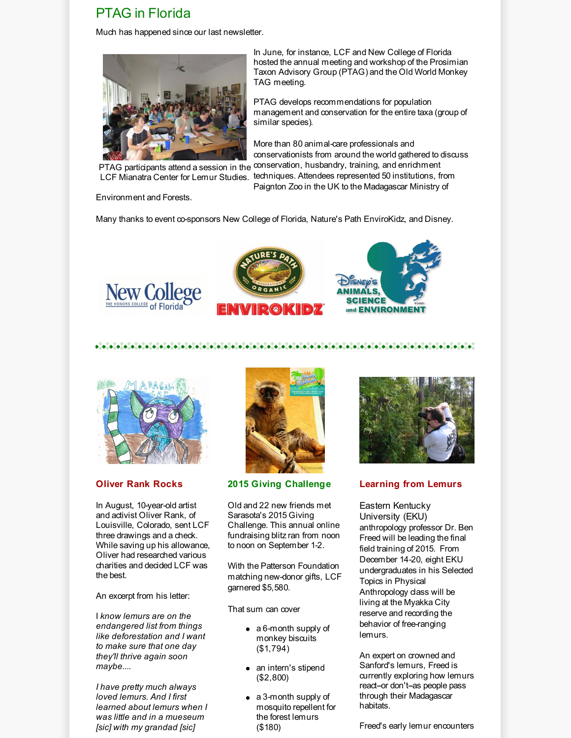## PTAG in Florida

Much has happened since our last newsletter.

In June, for instance, LCF and New College of Florida hosted the annual meeting and workshop of the Prosimian Taxon Advisory Group (PTAG) and the Old World Monkey TAG meeting.

PTAG develops recommendations for population management and conservation for the entire taxa (group of similar species).

More than 80 animal-care professionals and conservationists from around the world gathered to discuss conservation, husbandry, training, and enrichment techniques. Attendees represented 50 institutions, from Paignton Zoo in the UK to the Madagascar Ministry of Environment and Forests.

PTAG participants attend a session in the LCF Mianatra Center for Lemur Studies.

Many thanks to event co-sponsors New College of Florida, Nature's Path EnviroKidz, and Disney.

### Oliver Rank Rocks

In August, 10-year-old artist and activist Oliver Rank, of Louisville, Colorado, sent LCF three drawings and a check. While saving up his allowance, Oliver had researched various charities and decided LCF was the best.

An excerpt from his letter:

*I know lemurs are on the endangered list from things like deforestation and I want to make sure that one day they'll thrive again soon maybe....*

*I have pretty much always loved lemurs. And I first learned about lemurs when I was little and in a mueseum [sic] with my grandad [sic]*

### 2015 Giving Challenge

Old and 22 new friends met Sarasota's 2015 Giving Challenge. This annual online fundraising blitz ran from noon to noon on September 1-2.

With the Patterson Foundation matching new-donor gifts, LCF garnered $5,580.

That sum can cover

- a 6-month supply of monkey biscuits ($1,794)
- an intern's stipend ($2,800)
- a 3-month supply of mosquito repellent for the forest lemurs ($180)

### Learning from Lemurs

Eastern Kentucky University (EKU) anthropology professor Dr. Ben Freed will be leading the final field training of 2015. From December 14-20, eight EKU undergraduates in his Selected Topics in Physical Anthropology class will be living at the Myakka City reserve and recording the behavior of free-ranging lemurs.

An expert on crowned and Sanford's lemurs, Freed is currently exploring how lemurs react–or don't–as people pass through their Madagascar habitats.

Freed's early lemur encounters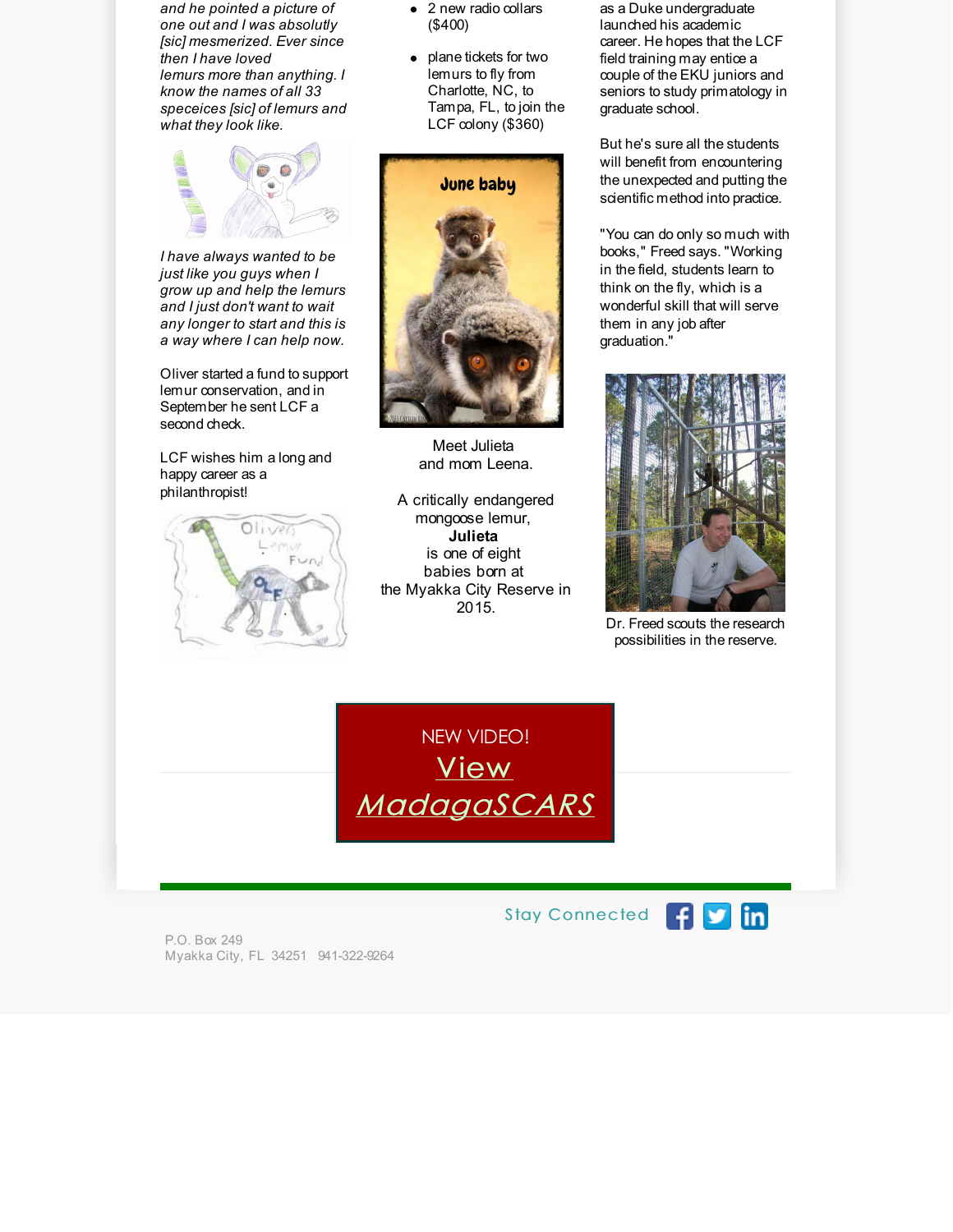*and he pointed a picture of one out and I was absolutly [sic] mesmerized. Ever since then I have loved lemurs more than anything. I know the names of all 33 speceices [sic] of lemurs and what they look like.*

*I have always wanted to be just like you guys when I grow up and help the lemurs and I just don't want to wait any longer to start and this is a way where I can help now.*

Oliver started a fund to support lemur conservation, and in September he sent LCF a second check.

LCF wishes him a long and happy career as a philanthropist!

- 2 new radio collars ($400)
- plane tickets for two lemurs to fly from Charlotte, NC, to Tampa, FL, to join the LCF colony ($360)

June baby

Meet Julieta and mom Leena.

A critically endangered mongoose lemur, **Julieta** is one of eight babies born at the Myakka City Reserve in 2015.

as a Duke undergraduate launched his academic career. He hopes that the LCF field training may entice a couple of the EKU juniors and seniors to study primatology in graduate school.

But he's sure all the students will benefit from encountering the unexpected and putting the scientific method into practice.

"You can do only so much with books," Freed says. "Working in the field, students learn to think on the fly, which is a wonderful skill that will serve them in any job after graduation."

Dr. Freed scouts the research possibilities in the reserve.

NEW VIDEO!
View *MadagaSCARS*

Stay Connected

P.O. Box 249
Myakka City, FL 34251 941-322-9264